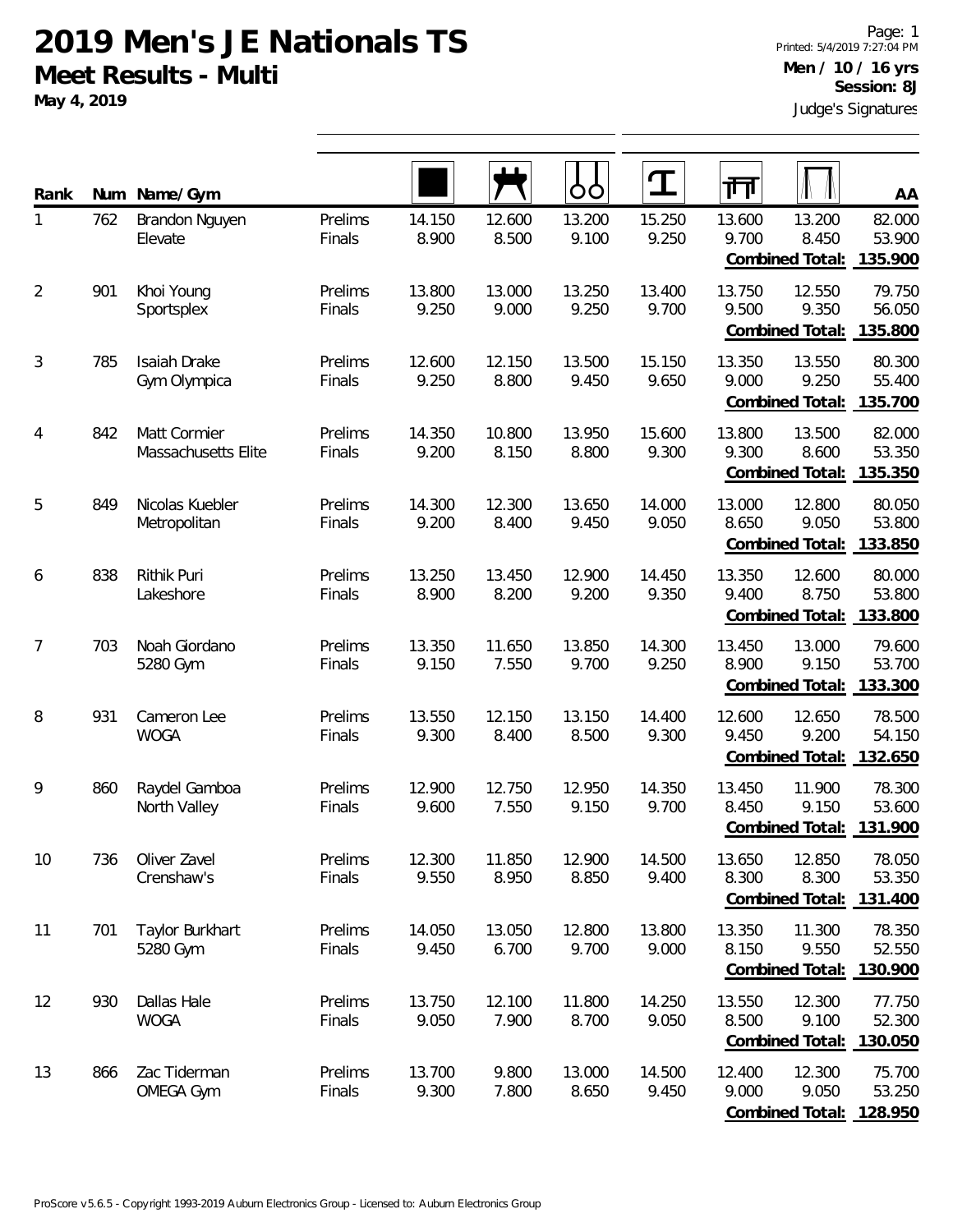# 2019 Men's JE Nationals TS

## Meet Results - Multi

**May 4, 2019**

Printed: 5/4/2019 7:27:04 PM

**Men / 10 / 16 yrs**

**Session: 8J**

Judge's Signatures

| Rank | Num | Name/Gym | | Floor | Pommel Horse | Rings | Vault | Parallel Bars | High Bar | AA |
|---|---|---|---|---|---|---|---|---|---|---|
| 1 | 762 | Brandon Nguyen | Prelims | 14.150 | 12.600 | 13.200 | 15.250 | 13.600 | 13.200 | 82.000 |
| | | Elevate | Finals | 8.900 | 8.500 | 9.100 | 9.250 | 9.700 | 8.450 | 53.900 |
| | | | | | | | | | **Combined Total:** | **135.900** |
| 2 | 901 | Khoi Young | Prelims | 13.800 | 13.000 | 13.250 | 13.400 | 13.750 | 12.550 | 79.750 |
| | | Sportsplex | Finals | 9.250 | 9.000 | 9.250 | 9.700 | 9.500 | 9.350 | 56.050 |
| | | | | | | | | | **Combined Total:** | **135.800** |
| 3 | 785 | Isaiah Drake | Prelims | 12.600 | 12.150 | 13.500 | 15.150 | 13.350 | 13.550 | 80.300 |
| | | Gym Olympica | Finals | 9.250 | 8.800 | 9.450 | 9.650 | 9.000 | 9.250 | 55.400 |
| | | | | | | | | | **Combined Total:** | **135.700** |
| 4 | 842 | Matt Cormier | Prelims | 14.350 | 10.800 | 13.950 | 15.600 | 13.800 | 13.500 | 82.000 |
| | | Massachusetts Elite | Finals | 9.200 | 8.150 | 8.800 | 9.300 | 9.300 | 8.600 | 53.350 |
| | | | | | | | | | **Combined Total:** | **135.350** |
| 5 | 849 | Nicolas Kuebler | Prelims | 14.300 | 12.300 | 13.650 | 14.000 | 13.000 | 12.800 | 80.050 |
| | | Metropolitan | Finals | 9.200 | 8.400 | 9.450 | 9.050 | 8.650 | 9.050 | 53.800 |
| | | | | | | | | | **Combined Total:** | **133.850** |
| 6 | 838 | Rithik Puri | Prelims | 13.250 | 13.450 | 12.900 | 14.450 | 13.350 | 12.600 | 80.000 |
| | | Lakeshore | Finals | 8.900 | 8.200 | 9.200 | 9.350 | 9.400 | 8.750 | 53.800 |
| | | | | | | | | | **Combined Total:** | **133.800** |
| 7 | 703 | Noah Giordano | Prelims | 13.350 | 11.650 | 13.850 | 14.300 | 13.450 | 13.000 | 79.600 |
| | | 5280 Gym | Finals | 9.150 | 7.550 | 9.700 | 9.250 | 8.900 | 9.150 | 53.700 |
| | | | | | | | | | **Combined Total:** | **133.300** |
| 8 | 931 | Cameron Lee | Prelims | 13.550 | 12.150 | 13.150 | 14.400 | 12.600 | 12.650 | 78.500 |
| | | WOGA | Finals | 9.300 | 8.400 | 8.500 | 9.300 | 9.450 | 9.200 | 54.150 |
| | | | | | | | | | **Combined Total:** | **132.650** |
| 9 | 860 | Raydel Gamboa | Prelims | 12.900 | 12.750 | 12.950 | 14.350 | 13.450 | 11.900 | 78.300 |
| | | North Valley | Finals | 9.600 | 7.550 | 9.150 | 9.700 | 8.450 | 9.150 | 53.600 |
| | | | | | | | | | **Combined Total:** | **131.900** |
| 10 | 736 | Oliver Zavel | Prelims | 12.300 | 11.850 | 12.900 | 14.500 | 13.650 | 12.850 | 78.050 |
| | | Crenshaw's | Finals | 9.550 | 8.950 | 8.850 | 9.400 | 8.300 | 8.300 | 53.350 |
| | | | | | | | | | **Combined Total:** | **131.400** |
| 11 | 701 | Taylor Burkhart | Prelims | 14.050 | 13.050 | 12.800 | 13.800 | 13.350 | 11.300 | 78.350 |
| | | 5280 Gym | Finals | 9.450 | 6.700 | 9.700 | 9.000 | 8.150 | 9.550 | 52.550 |
| | | | | | | | | | **Combined Total:** | **130.900** |
| 12 | 930 | Dallas Hale | Prelims | 13.750 | 12.100 | 11.800 | 14.250 | 13.550 | 12.300 | 77.750 |
| | | WOGA | Finals | 9.050 | 7.900 | 8.700 | 9.050 | 8.500 | 9.100 | 52.300 |
| | | | | | | | | | **Combined Total:** | **130.050** |
| 13 | 866 | Zac Tiderman | Prelims | 13.700 | 9.800 | 13.000 | 14.500 | 12.400 | 12.300 | 75.700 |
| | | OMEGA Gym | Finals | 9.300 | 7.800 | 8.650 | 9.450 | 9.000 | 9.050 | 53.250 |
| | | | | | | | | | **Combined Total:** | **128.950** |

ProScore v5.6.5 - Copyright 1993-2019 Auburn Electronics Group - Licensed to: Auburn Electronics Group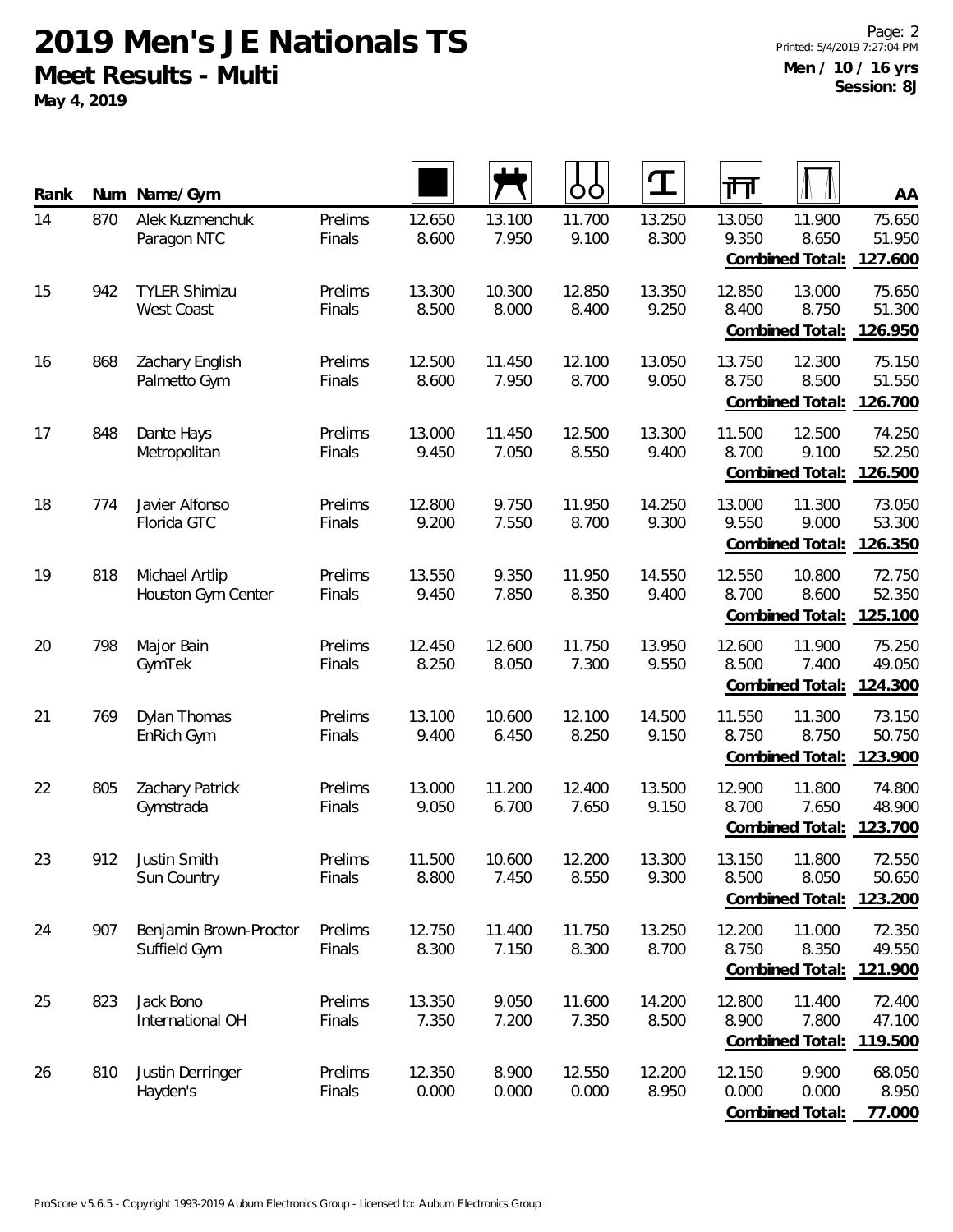# 2019 Men's JE Nationals TS

## Meet Results - Multi

**May 4, 2019**

**Men / 10 / 16 yrs**
**Session: 8J**

| Rank | Num | Name/Gym | | Floor | Pommel Horse | Rings | Vault | Parallel Bars | High Bar | AA |
|---|---|---|---|---|---|---|---|---|---|---|
| 14 | 870 | Alek Kuzmenchuk | Prelims | 12.650 | 13.100 | 11.700 | 13.250 | 13.050 | 11.900 | 75.650 |
| | | Paragon NTC | Finals | 8.600 | 7.950 | 9.100 | 8.300 | 9.350 | 8.650 | 51.950 |
| | | | | | | | | | **Combined Total:** | **127.600** |
| 15 | 942 | TYLER Shimizu | Prelims | 13.300 | 10.300 | 12.850 | 13.350 | 12.850 | 13.000 | 75.650 |
| | | West Coast | Finals | 8.500 | 8.000 | 8.400 | 9.250 | 8.400 | 8.750 | 51.300 |
| | | | | | | | | | **Combined Total:** | **126.950** |
| 16 | 868 | Zachary English | Prelims | 12.500 | 11.450 | 12.100 | 13.050 | 13.750 | 12.300 | 75.150 |
| | | Palmetto Gym | Finals | 8.600 | 7.950 | 8.700 | 9.050 | 8.750 | 8.500 | 51.550 |
| | | | | | | | | | **Combined Total:** | **126.700** |
| 17 | 848 | Dante Hays | Prelims | 13.000 | 11.450 | 12.500 | 13.300 | 11.500 | 12.500 | 74.250 |
| | | Metropolitan | Finals | 9.450 | 7.050 | 8.550 | 9.400 | 8.700 | 9.100 | 52.250 |
| | | | | | | | | | **Combined Total:** | **126.500** |
| 18 | 774 | Javier Alfonso | Prelims | 12.800 | 9.750 | 11.950 | 14.250 | 13.000 | 11.300 | 73.050 |
| | | Florida GTC | Finals | 9.200 | 7.550 | 8.700 | 9.300 | 9.550 | 9.000 | 53.300 |
| | | | | | | | | | **Combined Total:** | **126.350** |
| 19 | 818 | Michael Artlip | Prelims | 13.550 | 9.350 | 11.950 | 14.550 | 12.550 | 10.800 | 72.750 |
| | | Houston Gym Center | Finals | 9.450 | 7.850 | 8.350 | 9.400 | 8.700 | 8.600 | 52.350 |
| | | | | | | | | | **Combined Total:** | **125.100** |
| 20 | 798 | Major Bain | Prelims | 12.450 | 12.600 | 11.750 | 13.950 | 12.600 | 11.900 | 75.250 |
| | | GymTek | Finals | 8.250 | 8.050 | 7.300 | 9.550 | 8.500 | 7.400 | 49.050 |
| | | | | | | | | | **Combined Total:** | **124.300** |
| 21 | 769 | Dylan Thomas | Prelims | 13.100 | 10.600 | 12.100 | 14.500 | 11.550 | 11.300 | 73.150 |
| | | EnRich Gym | Finals | 9.400 | 6.450 | 8.250 | 9.150 | 8.750 | 8.750 | 50.750 |
| | | | | | | | | | **Combined Total:** | **123.900** |
| 22 | 805 | Zachary Patrick | Prelims | 13.000 | 11.200 | 12.400 | 13.500 | 12.900 | 11.800 | 74.800 |
| | | Gymstrada | Finals | 9.050 | 6.700 | 7.650 | 9.150 | 8.700 | 7.650 | 48.900 |
| | | | | | | | | | **Combined Total:** | **123.700** |
| 23 | 912 | Justin Smith | Prelims | 11.500 | 10.600 | 12.200 | 13.300 | 13.150 | 11.800 | 72.550 |
| | | Sun Country | Finals | 8.800 | 7.450 | 8.550 | 9.300 | 8.500 | 8.050 | 50.650 |
| | | | | | | | | | **Combined Total:** | **123.200** |
| 24 | 907 | Benjamin Brown-Proctor | Prelims | 12.750 | 11.400 | 11.750 | 13.250 | 12.200 | 11.000 | 72.350 |
| | | Suffield Gym | Finals | 8.300 | 7.150 | 8.300 | 8.700 | 8.750 | 8.350 | 49.550 |
| | | | | | | | | | **Combined Total:** | **121.900** |
| 25 | 823 | Jack Bono | Prelims | 13.350 | 9.050 | 11.600 | 14.200 | 12.800 | 11.400 | 72.400 |
| | | International OH | Finals | 7.350 | 7.200 | 7.350 | 8.500 | 8.900 | 7.800 | 47.100 |
| | | | | | | | | | **Combined Total:** | **119.500** |
| 26 | 810 | Justin Derringer | Prelims | 12.350 | 8.900 | 12.550 | 12.200 | 12.150 | 9.900 | 68.050 |
| | | Hayden's | Finals | 0.000 | 0.000 | 0.000 | 8.950 | 0.000 | 0.000 | 8.950 |
| | | | | | | | | | **Combined Total:** | **77.000** |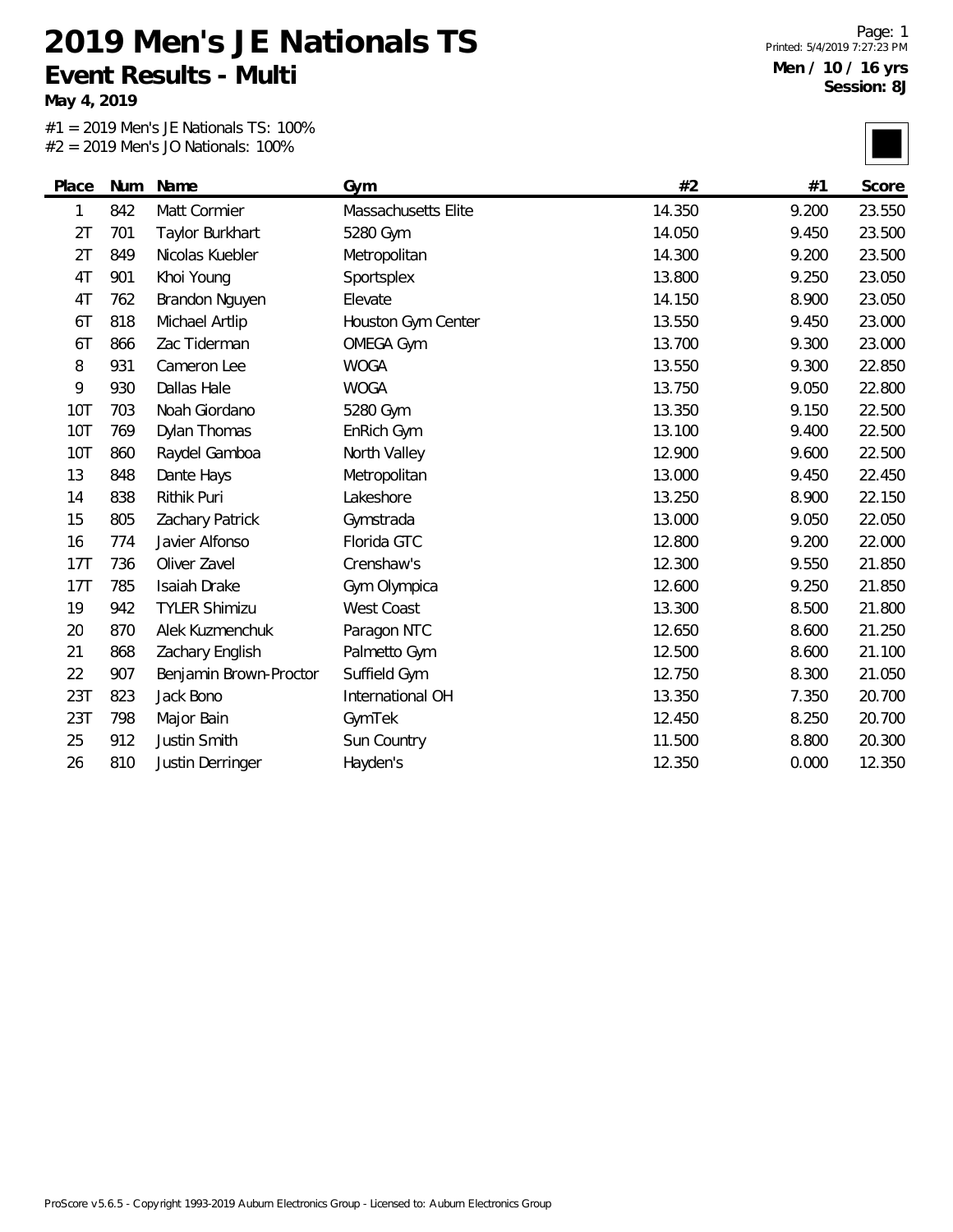# 2019 Men's JE Nationals TS

## Event Results - Multi

**May 4, 2019**

**Men / 10 / 16 yrs**
**Session: 8J**

#1 = 2019 Men's JE Nationals TS: 100%
#2 = 2019 Men's JO Nationals: 100%

| Place | Num | Name | Gym | #2 | #1 | Score |
|---|---|---|---|---|---|---|
| 1 | 842 | Matt Cormier | Massachusetts Elite | 14.350 | 9.200 | 23.550 |
| 2T | 701 | Taylor Burkhart | 5280 Gym | 14.050 | 9.450 | 23.500 |
| 2T | 849 | Nicolas Kuebler | Metropolitan | 14.300 | 9.200 | 23.500 |
| 4T | 901 | Khoi Young | Sportsplex | 13.800 | 9.250 | 23.050 |
| 4T | 762 | Brandon Nguyen | Elevate | 14.150 | 8.900 | 23.050 |
| 6T | 818 | Michael Artlip | Houston Gym Center | 13.550 | 9.450 | 23.000 |
| 6T | 866 | Zac Tiderman | OMEGA Gym | 13.700 | 9.300 | 23.000 |
| 8 | 931 | Cameron Lee | WOGA | 13.550 | 9.300 | 22.850 |
| 9 | 930 | Dallas Hale | WOGA | 13.750 | 9.050 | 22.800 |
| 10T | 703 | Noah Giordano | 5280 Gym | 13.350 | 9.150 | 22.500 |
| 10T | 769 | Dylan Thomas | EnRich Gym | 13.100 | 9.400 | 22.500 |
| 10T | 860 | Raydel Gamboa | North Valley | 12.900 | 9.600 | 22.500 |
| 13 | 848 | Dante Hays | Metropolitan | 13.000 | 9.450 | 22.450 |
| 14 | 838 | Rithik Puri | Lakeshore | 13.250 | 8.900 | 22.150 |
| 15 | 805 | Zachary Patrick | Gymstrada | 13.000 | 9.050 | 22.050 |
| 16 | 774 | Javier Alfonso | Florida GTC | 12.800 | 9.200 | 22.000 |
| 17T | 736 | Oliver Zavel | Crenshaw's | 12.300 | 9.550 | 21.850 |
| 17T | 785 | Isaiah Drake | Gym Olympica | 12.600 | 9.250 | 21.850 |
| 19 | 942 | TYLER Shimizu | West Coast | 13.300 | 8.500 | 21.800 |
| 20 | 870 | Alek Kuzmenchuk | Paragon NTC | 12.650 | 8.600 | 21.250 |
| 21 | 868 | Zachary English | Palmetto Gym | 12.500 | 8.600 | 21.100 |
| 22 | 907 | Benjamin Brown-Proctor | Suffield Gym | 12.750 | 8.300 | 21.050 |
| 23T | 823 | Jack Bono | International OH | 13.350 | 7.350 | 20.700 |
| 23T | 798 | Major Bain | GymTek | 12.450 | 8.250 | 20.700 |
| 25 | 912 | Justin Smith | Sun Country | 11.500 | 8.800 | 20.300 |
| 26 | 810 | Justin Derringer | Hayden's | 12.350 | 0.000 | 12.350 |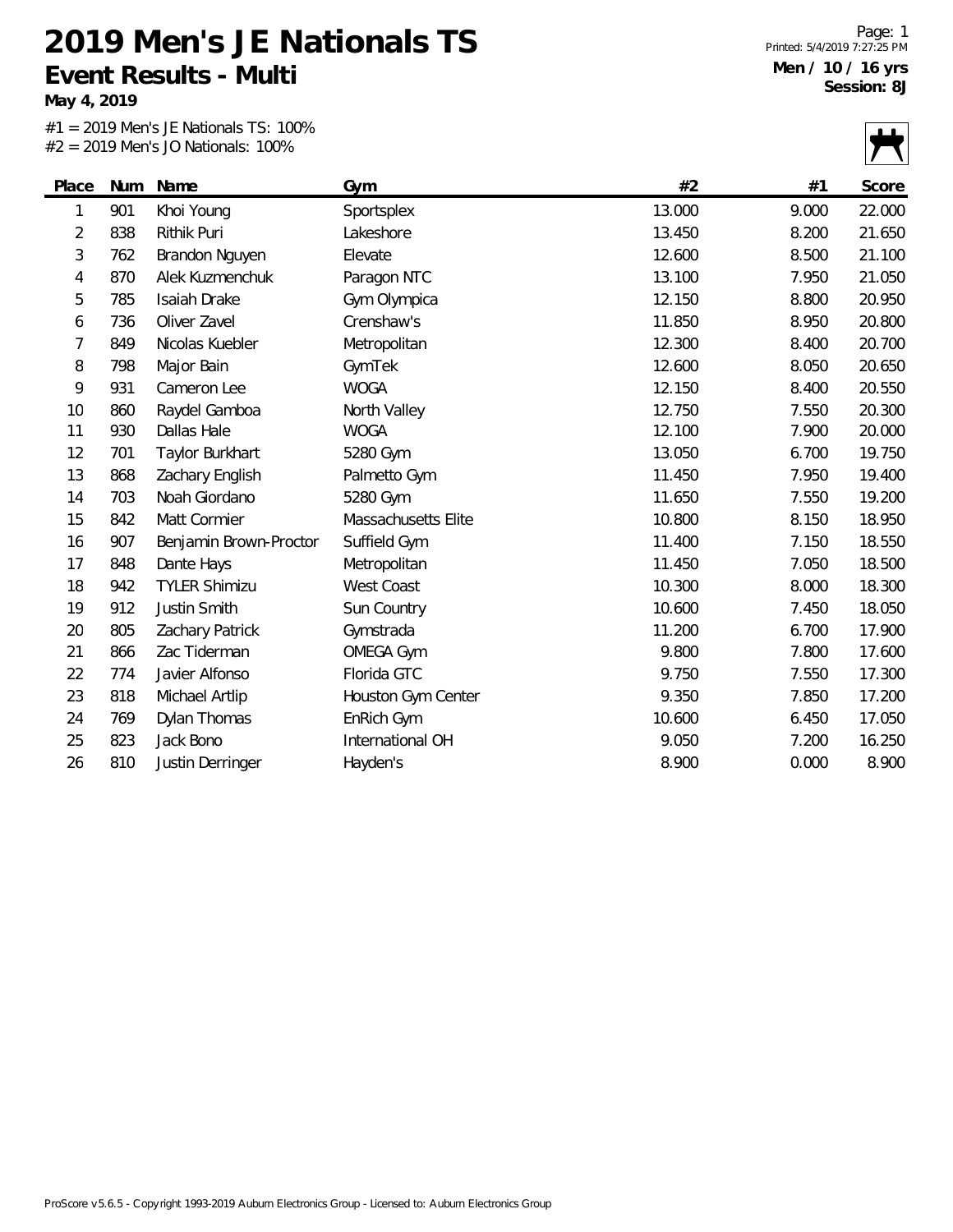# 2019 Men's JE Nationals TS

## Event Results - Multi

**May 4, 2019**

Printed: 5/4/2019 7:27:25 PM

**Men / 10 / 16 yrs**
**Session: 8J**

#1 = 2019 Men's JE Nationals TS: 100%
#2 = 2019 Men's JO Nationals: 100%

| Place | Num | Name | Gym | #2 | #1 | Score |
|---|---|---|---|---|---|---|
| 1 | 901 | Khoi Young | Sportsplex | 13.000 | 9.000 | 22.000 |
| 2 | 838 | Rithik Puri | Lakeshore | 13.450 | 8.200 | 21.650 |
| 3 | 762 | Brandon Nguyen | Elevate | 12.600 | 8.500 | 21.100 |
| 4 | 870 | Alek Kuzmenchuk | Paragon NTC | 13.100 | 7.950 | 21.050 |
| 5 | 785 | Isaiah Drake | Gym Olympica | 12.150 | 8.800 | 20.950 |
| 6 | 736 | Oliver Zavel | Crenshaw's | 11.850 | 8.950 | 20.800 |
| 7 | 849 | Nicolas Kuebler | Metropolitan | 12.300 | 8.400 | 20.700 |
| 8 | 798 | Major Bain | GymTek | 12.600 | 8.050 | 20.650 |
| 9 | 931 | Cameron Lee | WOGA | 12.150 | 8.400 | 20.550 |
| 10 | 860 | Raydel Gamboa | North Valley | 12.750 | 7.550 | 20.300 |
| 11 | 930 | Dallas Hale | WOGA | 12.100 | 7.900 | 20.000 |
| 12 | 701 | Taylor Burkhart | 5280 Gym | 13.050 | 6.700 | 19.750 |
| 13 | 868 | Zachary English | Palmetto Gym | 11.450 | 7.950 | 19.400 |
| 14 | 703 | Noah Giordano | 5280 Gym | 11.650 | 7.550 | 19.200 |
| 15 | 842 | Matt Cormier | Massachusetts Elite | 10.800 | 8.150 | 18.950 |
| 16 | 907 | Benjamin Brown-Proctor | Suffield Gym | 11.400 | 7.150 | 18.550 |
| 17 | 848 | Dante Hays | Metropolitan | 11.450 | 7.050 | 18.500 |
| 18 | 942 | TYLER Shimizu | West Coast | 10.300 | 8.000 | 18.300 |
| 19 | 912 | Justin Smith | Sun Country | 10.600 | 7.450 | 18.050 |
| 20 | 805 | Zachary Patrick | Gymstrada | 11.200 | 6.700 | 17.900 |
| 21 | 866 | Zac Tiderman | OMEGA Gym | 9.800 | 7.800 | 17.600 |
| 22 | 774 | Javier Alfonso | Florida GTC | 9.750 | 7.550 | 17.300 |
| 23 | 818 | Michael Artlip | Houston Gym Center | 9.350 | 7.850 | 17.200 |
| 24 | 769 | Dylan Thomas | EnRich Gym | 10.600 | 6.450 | 17.050 |
| 25 | 823 | Jack Bono | International OH | 9.050 | 7.200 | 16.250 |
| 26 | 810 | Justin Derringer | Hayden's | 8.900 | 0.000 | 8.900 |

ProScore v5.6.5 - Copyright 1993-2019 Auburn Electronics Group - Licensed to: Auburn Electronics Group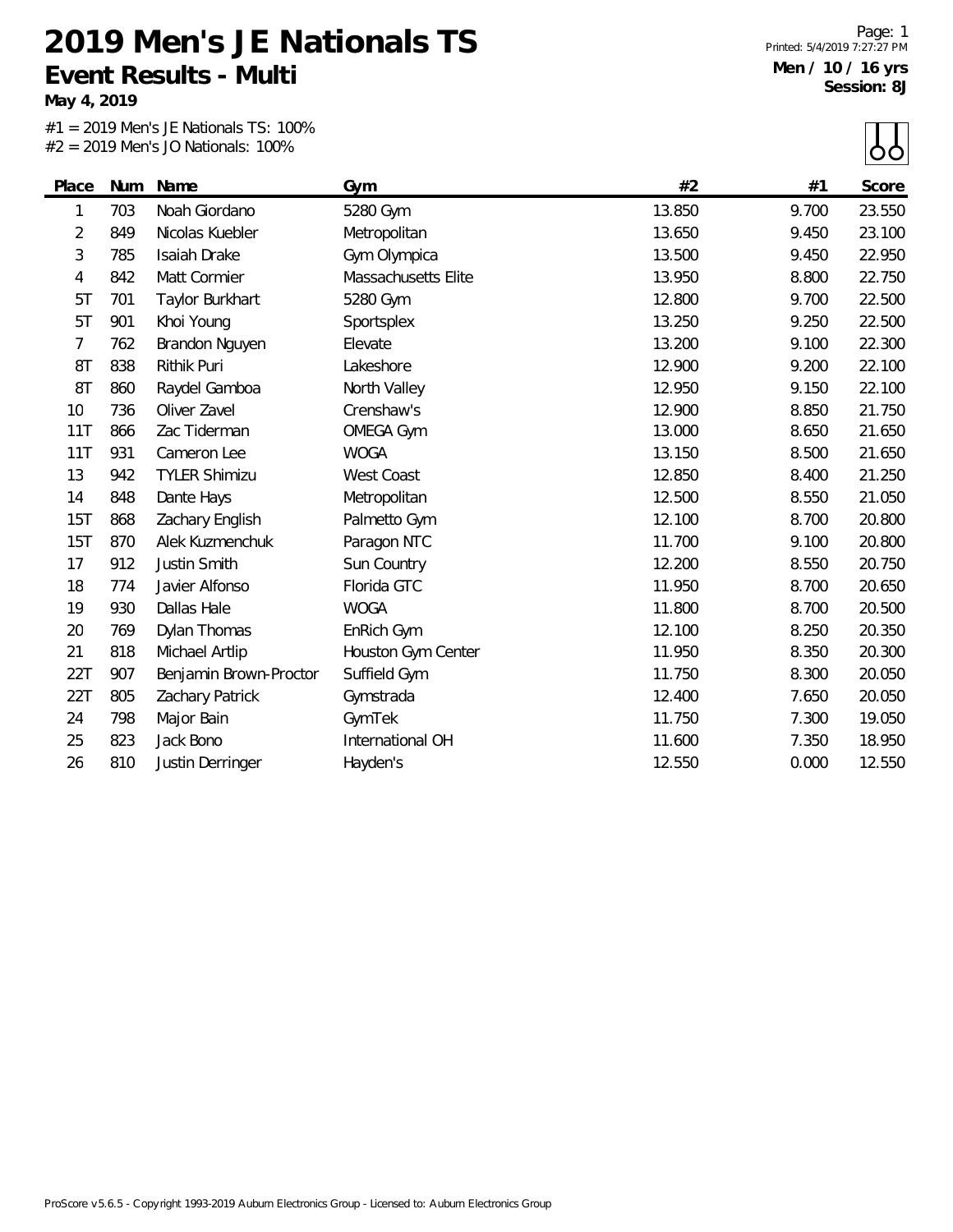# 2019 Men's JE Nationals TS

## Event Results - Multi

**May 4, 2019**

Printed: 5/4/2019 7:27:27 PM

**Men / 10 / 16 yrs**
**Session: 8J**

#1 = 2019 Men's JE Nationals TS: 100%
#2 = 2019 Men's JO Nationals: 100%

| Place | Num | Name | Gym | #2 | #1 | Score |
|---|---|---|---|---|---|---|
| 1 | 703 | Noah Giordano | 5280 Gym | 13.850 | 9.700 | 23.550 |
| 2 | 849 | Nicolas Kuebler | Metropolitan | 13.650 | 9.450 | 23.100 |
| 3 | 785 | Isaiah Drake | Gym Olympica | 13.500 | 9.450 | 22.950 |
| 4 | 842 | Matt Cormier | Massachusetts Elite | 13.950 | 8.800 | 22.750 |
| 5T | 701 | Taylor Burkhart | 5280 Gym | 12.800 | 9.700 | 22.500 |
| 5T | 901 | Khoi Young | Sportsplex | 13.250 | 9.250 | 22.500 |
| 7 | 762 | Brandon Nguyen | Elevate | 13.200 | 9.100 | 22.300 |
| 8T | 838 | Rithik Puri | Lakeshore | 12.900 | 9.200 | 22.100 |
| 8T | 860 | Raydel Gamboa | North Valley | 12.950 | 9.150 | 22.100 |
| 10 | 736 | Oliver Zavel | Crenshaw's | 12.900 | 8.850 | 21.750 |
| 11T | 866 | Zac Tiderman | OMEGA Gym | 13.000 | 8.650 | 21.650 |
| 11T | 931 | Cameron Lee | WOGA | 13.150 | 8.500 | 21.650 |
| 13 | 942 | TYLER Shimizu | West Coast | 12.850 | 8.400 | 21.250 |
| 14 | 848 | Dante Hays | Metropolitan | 12.500 | 8.550 | 21.050 |
| 15T | 868 | Zachary English | Palmetto Gym | 12.100 | 8.700 | 20.800 |
| 15T | 870 | Alek Kuzmenchuk | Paragon NTC | 11.700 | 9.100 | 20.800 |
| 17 | 912 | Justin Smith | Sun Country | 12.200 | 8.550 | 20.750 |
| 18 | 774 | Javier Alfonso | Florida GTC | 11.950 | 8.700 | 20.650 |
| 19 | 930 | Dallas Hale | WOGA | 11.800 | 8.700 | 20.500 |
| 20 | 769 | Dylan Thomas | EnRich Gym | 12.100 | 8.250 | 20.350 |
| 21 | 818 | Michael Artlip | Houston Gym Center | 11.950 | 8.350 | 20.300 |
| 22T | 907 | Benjamin Brown-Proctor | Suffield Gym | 11.750 | 8.300 | 20.050 |
| 22T | 805 | Zachary Patrick | Gymstrada | 12.400 | 7.650 | 20.050 |
| 24 | 798 | Major Bain | GymTek | 11.750 | 7.300 | 19.050 |
| 25 | 823 | Jack Bono | International OH | 11.600 | 7.350 | 18.950 |
| 26 | 810 | Justin Derringer | Hayden's | 12.550 | 0.000 | 12.550 |

ProScore v5.6.5 - Copyright 1993-2019 Auburn Electronics Group - Licensed to: Auburn Electronics Group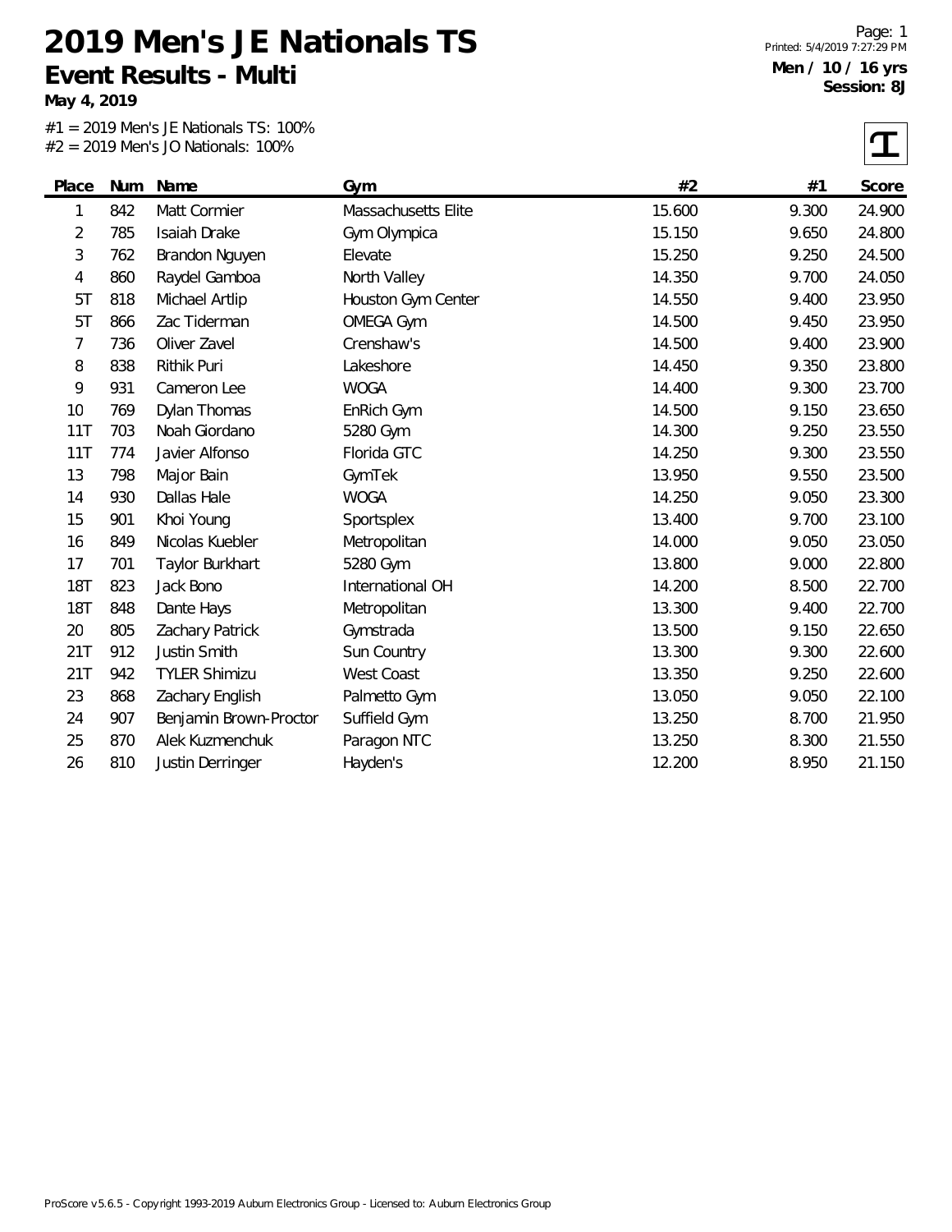# 2019 Men's JE Nationals TS

## Event Results - Multi

**May 4, 2019**

**Men / 10 / 16 yrs**
**Session: 8J**

#1 = 2019 Men's JE Nationals TS: 100%
#2 = 2019 Men's JO Nationals: 100%

| Place | Num | Name | Gym | #2 | #1 | Score |
|---|---|---|---|---|---|---|
| 1 | 842 | Matt Cormier | Massachusetts Elite | 15.600 | 9.300 | 24.900 |
| 2 | 785 | Isaiah Drake | Gym Olympica | 15.150 | 9.650 | 24.800 |
| 3 | 762 | Brandon Nguyen | Elevate | 15.250 | 9.250 | 24.500 |
| 4 | 860 | Raydel Gamboa | North Valley | 14.350 | 9.700 | 24.050 |
| 5T | 818 | Michael Artlip | Houston Gym Center | 14.550 | 9.400 | 23.950 |
| 5T | 866 | Zac Tiderman | OMEGA Gym | 14.500 | 9.450 | 23.950 |
| 7 | 736 | Oliver Zavel | Crenshaw's | 14.500 | 9.400 | 23.900 |
| 8 | 838 | Rithik Puri | Lakeshore | 14.450 | 9.350 | 23.800 |
| 9 | 931 | Cameron Lee | WOGA | 14.400 | 9.300 | 23.700 |
| 10 | 769 | Dylan Thomas | EnRich Gym | 14.500 | 9.150 | 23.650 |
| 11T | 703 | Noah Giordano | 5280 Gym | 14.300 | 9.250 | 23.550 |
| 11T | 774 | Javier Alfonso | Florida GTC | 14.250 | 9.300 | 23.550 |
| 13 | 798 | Major Bain | GymTek | 13.950 | 9.550 | 23.500 |
| 14 | 930 | Dallas Hale | WOGA | 14.250 | 9.050 | 23.300 |
| 15 | 901 | Khoi Young | Sportsplex | 13.400 | 9.700 | 23.100 |
| 16 | 849 | Nicolas Kuebler | Metropolitan | 14.000 | 9.050 | 23.050 |
| 17 | 701 | Taylor Burkhart | 5280 Gym | 13.800 | 9.000 | 22.800 |
| 18T | 823 | Jack Bono | International OH | 14.200 | 8.500 | 22.700 |
| 18T | 848 | Dante Hays | Metropolitan | 13.300 | 9.400 | 22.700 |
| 20 | 805 | Zachary Patrick | Gymstrada | 13.500 | 9.150 | 22.650 |
| 21T | 912 | Justin Smith | Sun Country | 13.300 | 9.300 | 22.600 |
| 21T | 942 | TYLER Shimizu | West Coast | 13.350 | 9.250 | 22.600 |
| 23 | 868 | Zachary English | Palmetto Gym | 13.050 | 9.050 | 22.100 |
| 24 | 907 | Benjamin Brown-Proctor | Suffield Gym | 13.250 | 8.700 | 21.950 |
| 25 | 870 | Alek Kuzmenchuk | Paragon NTC | 13.250 | 8.300 | 21.550 |
| 26 | 810 | Justin Derringer | Hayden's | 12.200 | 8.950 | 21.150 |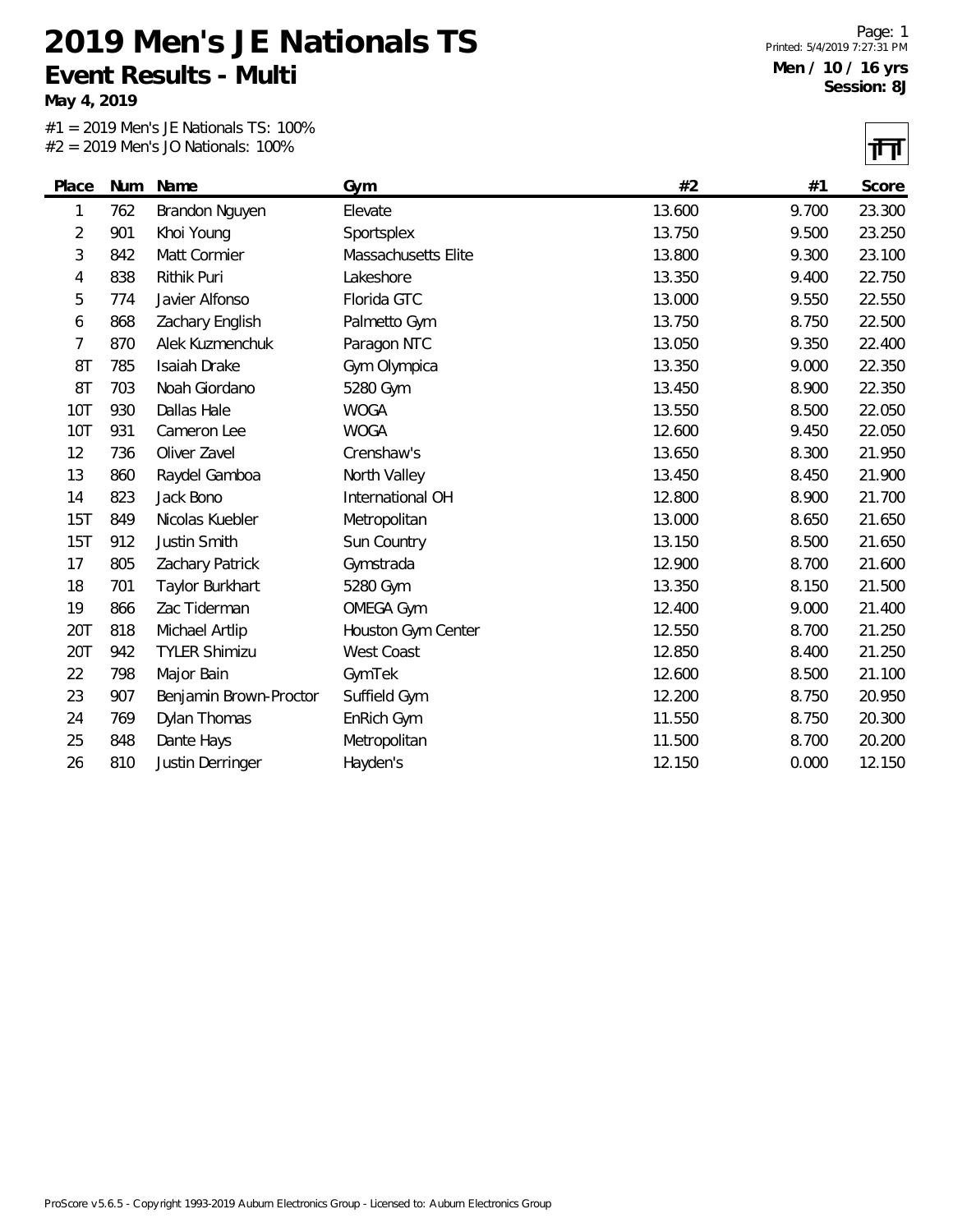# 2019 Men's JE Nationals TS

## Event Results - Multi

**May 4, 2019**

**Men / 10 / 16 yrs**
**Session: 8J**

#1 = 2019 Men's JE Nationals TS: 100%
#2 = 2019 Men's JO Nationals: 100%

| Place | Num | Name | Gym | #2 | #1 | Score |
|---|---|---|---|---|---|---|
| 1 | 762 | Brandon Nguyen | Elevate | 13.600 | 9.700 | 23.300 |
| 2 | 901 | Khoi Young | Sportsplex | 13.750 | 9.500 | 23.250 |
| 3 | 842 | Matt Cormier | Massachusetts Elite | 13.800 | 9.300 | 23.100 |
| 4 | 838 | Rithik Puri | Lakeshore | 13.350 | 9.400 | 22.750 |
| 5 | 774 | Javier Alfonso | Florida GTC | 13.000 | 9.550 | 22.550 |
| 6 | 868 | Zachary English | Palmetto Gym | 13.750 | 8.750 | 22.500 |
| 7 | 870 | Alek Kuzmenchuk | Paragon NTC | 13.050 | 9.350 | 22.400 |
| 8T | 785 | Isaiah Drake | Gym Olympica | 13.350 | 9.000 | 22.350 |
| 8T | 703 | Noah Giordano | 5280 Gym | 13.450 | 8.900 | 22.350 |
| 10T | 930 | Dallas Hale | WOGA | 13.550 | 8.500 | 22.050 |
| 10T | 931 | Cameron Lee | WOGA | 12.600 | 9.450 | 22.050 |
| 12 | 736 | Oliver Zavel | Crenshaw's | 13.650 | 8.300 | 21.950 |
| 13 | 860 | Raydel Gamboa | North Valley | 13.450 | 8.450 | 21.900 |
| 14 | 823 | Jack Bono | International OH | 12.800 | 8.900 | 21.700 |
| 15T | 849 | Nicolas Kuebler | Metropolitan | 13.000 | 8.650 | 21.650 |
| 15T | 912 | Justin Smith | Sun Country | 13.150 | 8.500 | 21.650 |
| 17 | 805 | Zachary Patrick | Gymstrada | 12.900 | 8.700 | 21.600 |
| 18 | 701 | Taylor Burkhart | 5280 Gym | 13.350 | 8.150 | 21.500 |
| 19 | 866 | Zac Tiderman | OMEGA Gym | 12.400 | 9.000 | 21.400 |
| 20T | 818 | Michael Artlip | Houston Gym Center | 12.550 | 8.700 | 21.250 |
| 20T | 942 | TYLER Shimizu | West Coast | 12.850 | 8.400 | 21.250 |
| 22 | 798 | Major Bain | GymTek | 12.600 | 8.500 | 21.100 |
| 23 | 907 | Benjamin Brown-Proctor | Suffield Gym | 12.200 | 8.750 | 20.950 |
| 24 | 769 | Dylan Thomas | EnRich Gym | 11.550 | 8.750 | 20.300 |
| 25 | 848 | Dante Hays | Metropolitan | 11.500 | 8.700 | 20.200 |
| 26 | 810 | Justin Derringer | Hayden's | 12.150 | 0.000 | 12.150 |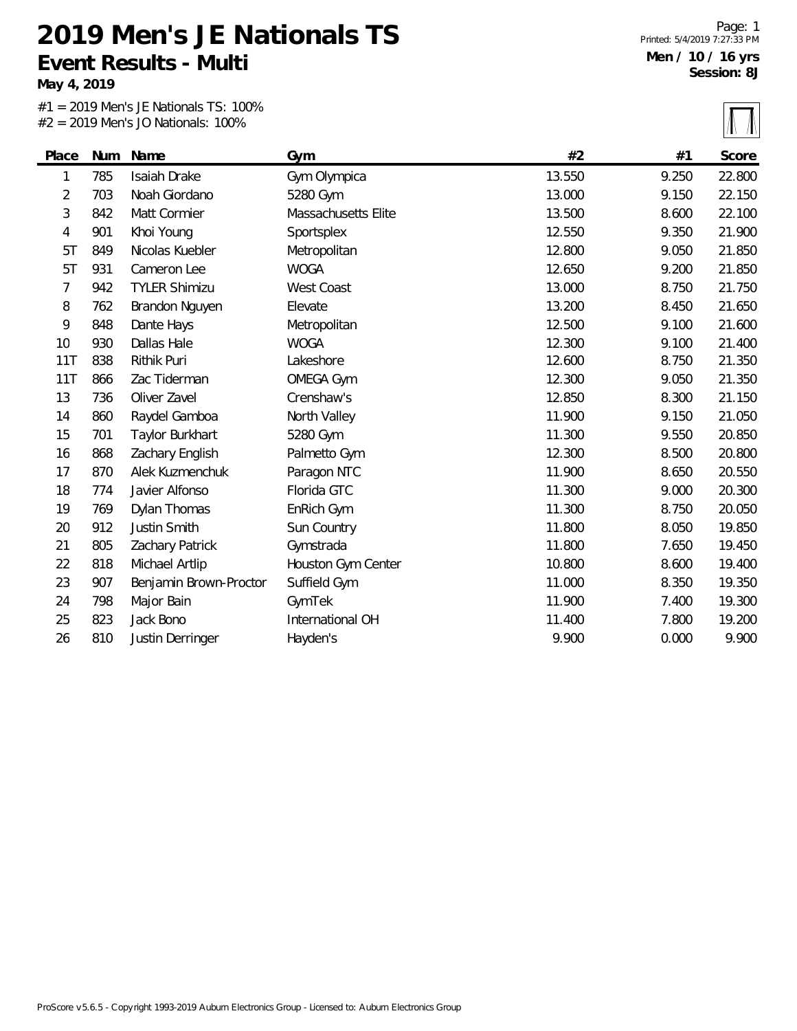# 2019 Men's JE Nationals TS

## Event Results - Multi

**May 4, 2019**

Printed: 5/4/2019 7:27:33 PM

**Men / 10 / 16 yrs**
**Session: 8J**

#1 = 2019 Men's JE Nationals TS: 100%
#2 = 2019 Men's JO Nationals: 100%

| Place | Num | Name | Gym | #2 | #1 | Score |
|---|---|---|---|---|---|---|
| 1 | 785 | Isaiah Drake | Gym Olympica | 13.550 | 9.250 | 22.800 |
| 2 | 703 | Noah Giordano | 5280 Gym | 13.000 | 9.150 | 22.150 |
| 3 | 842 | Matt Cormier | Massachusetts Elite | 13.500 | 8.600 | 22.100 |
| 4 | 901 | Khoi Young | Sportsplex | 12.550 | 9.350 | 21.900 |
| 5T | 849 | Nicolas Kuebler | Metropolitan | 12.800 | 9.050 | 21.850 |
| 5T | 931 | Cameron Lee | WOGA | 12.650 | 9.200 | 21.850 |
| 7 | 942 | TYLER Shimizu | West Coast | 13.000 | 8.750 | 21.750 |
| 8 | 762 | Brandon Nguyen | Elevate | 13.200 | 8.450 | 21.650 |
| 9 | 848 | Dante Hays | Metropolitan | 12.500 | 9.100 | 21.600 |
| 10 | 930 | Dallas Hale | WOGA | 12.300 | 9.100 | 21.400 |
| 11T | 838 | Rithik Puri | Lakeshore | 12.600 | 8.750 | 21.350 |
| 11T | 866 | Zac Tiderman | OMEGA Gym | 12.300 | 9.050 | 21.350 |
| 13 | 736 | Oliver Zavel | Crenshaw's | 12.850 | 8.300 | 21.150 |
| 14 | 860 | Raydel Gamboa | North Valley | 11.900 | 9.150 | 21.050 |
| 15 | 701 | Taylor Burkhart | 5280 Gym | 11.300 | 9.550 | 20.850 |
| 16 | 868 | Zachary English | Palmetto Gym | 12.300 | 8.500 | 20.800 |
| 17 | 870 | Alek Kuzmenchuk | Paragon NTC | 11.900 | 8.650 | 20.550 |
| 18 | 774 | Javier Alfonso | Florida GTC | 11.300 | 9.000 | 20.300 |
| 19 | 769 | Dylan Thomas | EnRich Gym | 11.300 | 8.750 | 20.050 |
| 20 | 912 | Justin Smith | Sun Country | 11.800 | 8.050 | 19.850 |
| 21 | 805 | Zachary Patrick | Gymstrada | 11.800 | 7.650 | 19.450 |
| 22 | 818 | Michael Artlip | Houston Gym Center | 10.800 | 8.600 | 19.400 |
| 23 | 907 | Benjamin Brown-Proctor | Suffield Gym | 11.000 | 8.350 | 19.350 |
| 24 | 798 | Major Bain | GymTek | 11.900 | 7.400 | 19.300 |
| 25 | 823 | Jack Bono | International OH | 11.400 | 7.800 | 19.200 |
| 26 | 810 | Justin Derringer | Hayden's | 9.900 | 0.000 | 9.900 |

ProScore v5.6.5 - Copyright 1993-2019 Auburn Electronics Group - Licensed to: Auburn Electronics Group